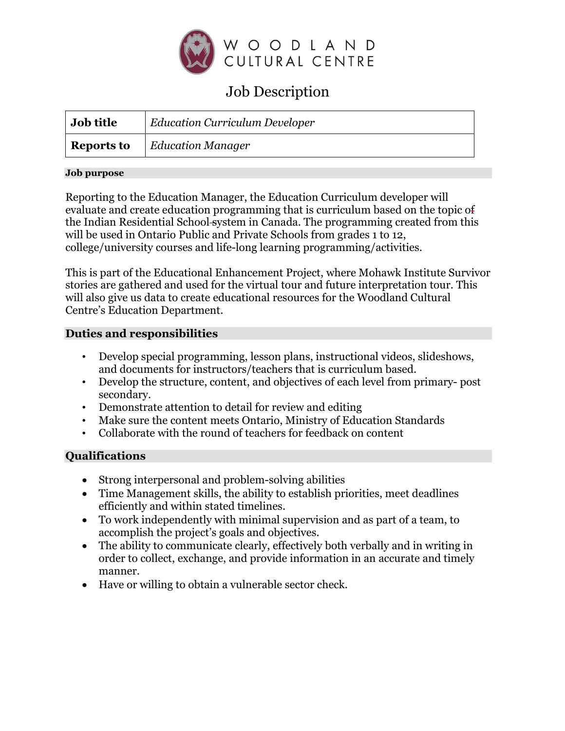WOODLAND CULTURAL CENTRE

# Job Description

| Job title | *Education Curriculum Developer* |
|---|---|
| **Reports to** | *Education Manager* |

### Job purpose

Reporting to the Education Manager, the Education Curriculum developer will evaluate and create education programming that is curriculum based on the topic of the Indian Residential School system in Canada. The programming created from this will be used in Ontario Public and Private Schools from grades 1 to 12, college/university courses and life-long learning programming/activities.

This is part of the Educational Enhancement Project, where Mohawk Institute Survivor stories are gathered and used for the virtual tour and future interpretation tour. This will also give us data to create educational resources for the Woodland Cultural Centre's Education Department.

### Duties and responsibilities

- Develop special programming, lesson plans, instructional videos, slideshows, and documents for instructors/teachers that is curriculum based.
- Develop the structure, content, and objectives of each level from primary- post secondary.
- Demonstrate attention to detail for review and editing
- Make sure the content meets Ontario, Ministry of Education Standards
- Collaborate with the round of teachers for feedback on content

### Qualifications

- Strong interpersonal and problem-solving abilities
- Time Management skills, the ability to establish priorities, meet deadlines efficiently and within stated timelines.
- To work independently with minimal supervision and as part of a team, to accomplish the project's goals and objectives.
- The ability to communicate clearly, effectively both verbally and in writing in order to collect, exchange, and provide information in an accurate and timely manner.
- Have or willing to obtain a vulnerable sector check.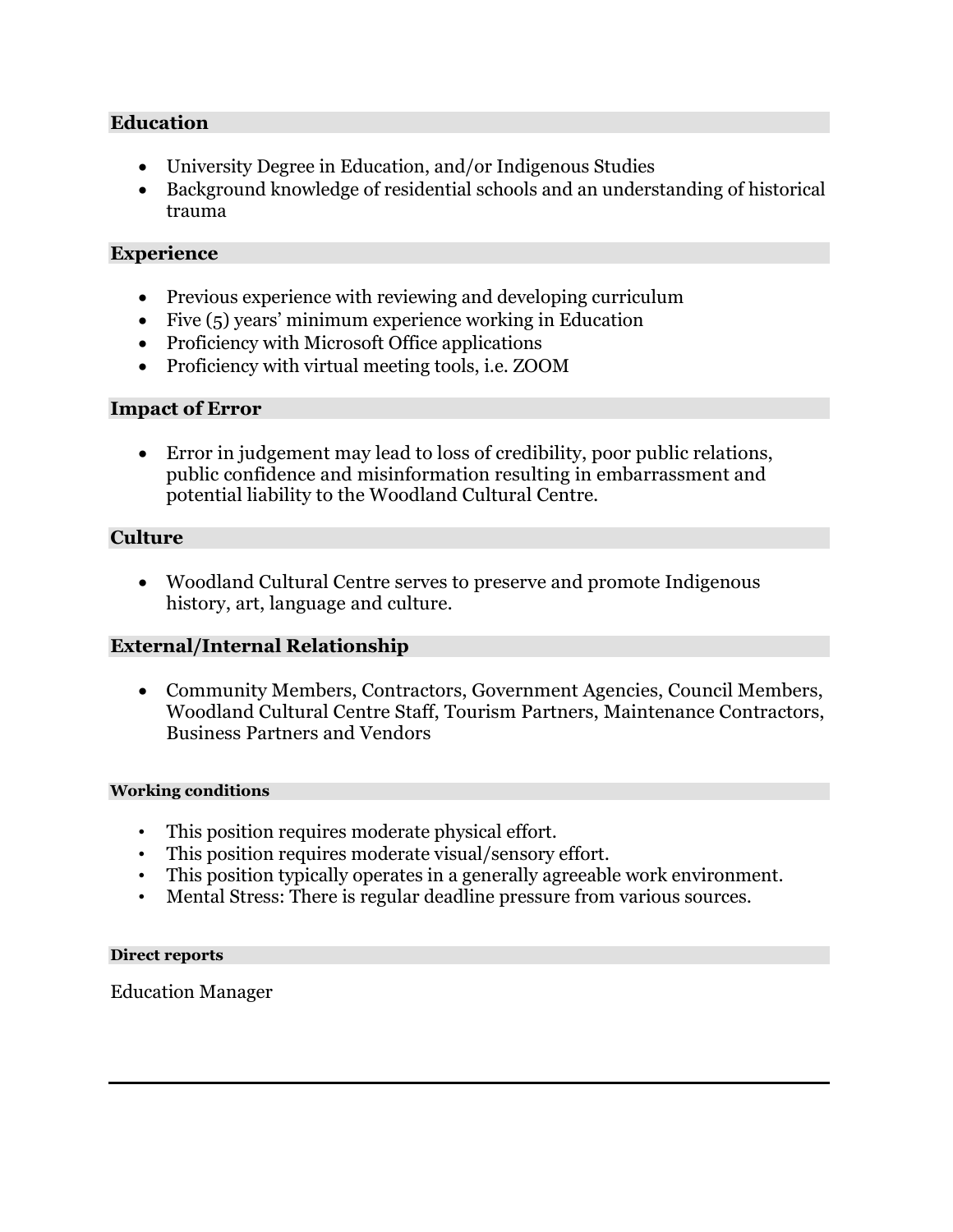## Education

- University Degree in Education, and/or Indigenous Studies
- Background knowledge of residential schools and an understanding of historical trauma

## Experience

- Previous experience with reviewing and developing curriculum
- Five (5) years' minimum experience working in Education
- Proficiency with Microsoft Office applications
- Proficiency with virtual meeting tools, i.e. ZOOM

## Impact of Error

- Error in judgement may lead to loss of credibility, poor public relations, public confidence and misinformation resulting in embarrassment and potential liability to the Woodland Cultural Centre.

## Culture

- Woodland Cultural Centre serves to preserve and promote Indigenous history, art, language and culture.

## External/Internal Relationship

- Community Members, Contractors, Government Agencies, Council Members, Woodland Cultural Centre Staff, Tourism Partners, Maintenance Contractors, Business Partners and Vendors

### Working conditions

- This position requires moderate physical effort.
- This position requires moderate visual/sensory effort.
- This position typically operates in a generally agreeable work environment.
- Mental Stress: There is regular deadline pressure from various sources.

### Direct reports

Education Manager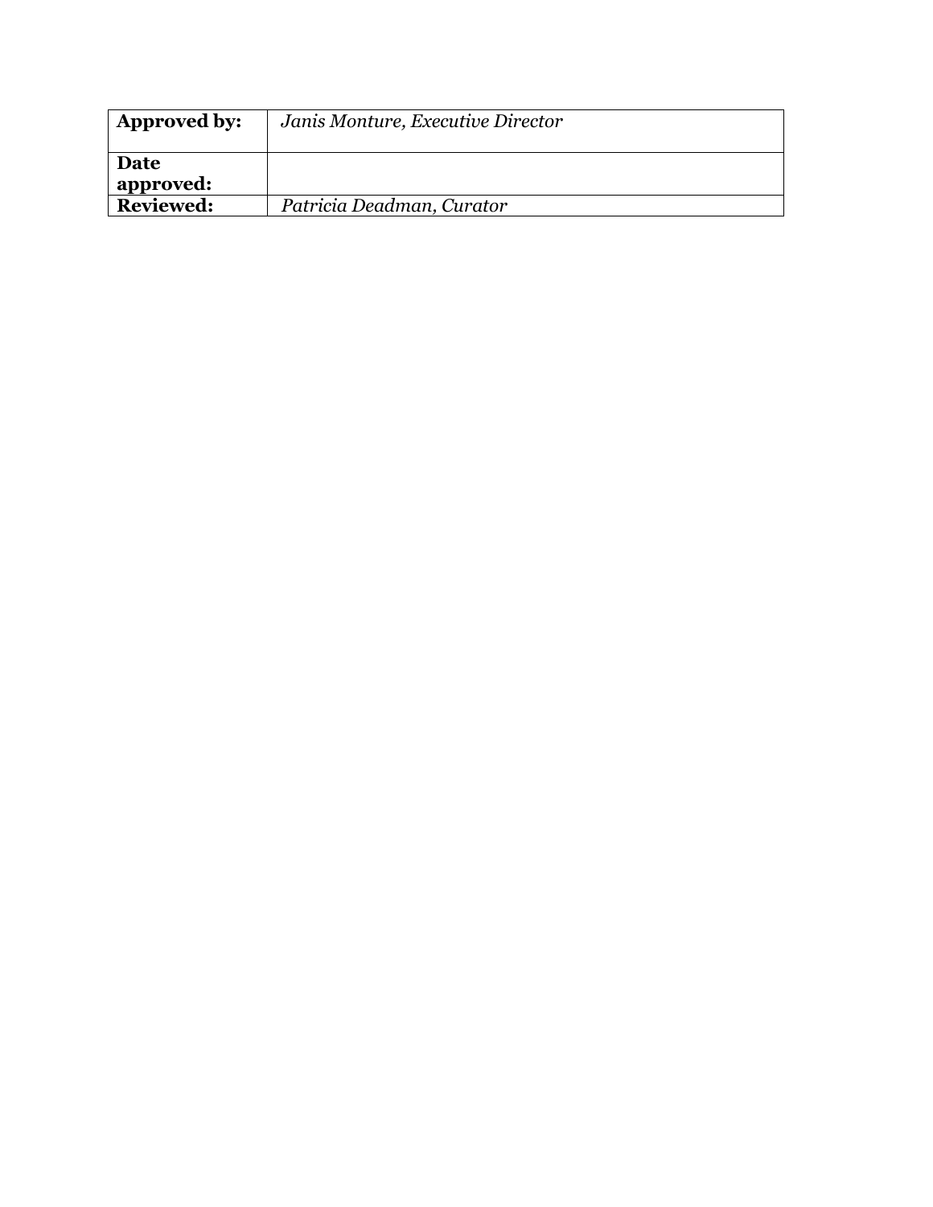| | |
|---|---|
| **Approved by:** | *Janis Monture, Executive Director* |
| **Date approved:** | |
| **Reviewed:** | *Patricia Deadman, Curator* |